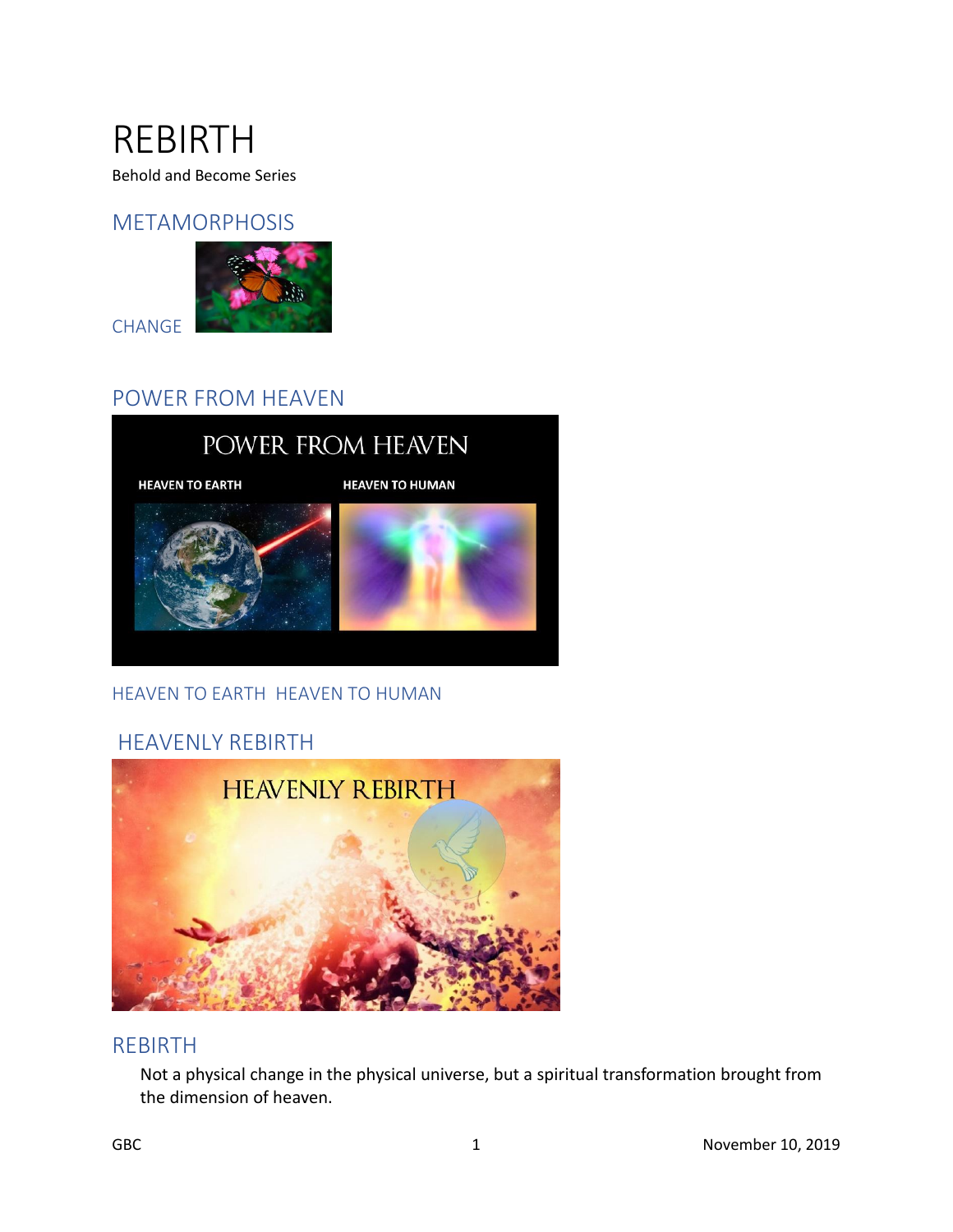# REBIRTH

Behold and Become Series

## METAMORPHOSIS

CHANGE

## POWER FROM HEAVEN

HEAVEN TO EARTH  HEAVEN TO HUMAN

## HEAVENLY REBIRTH

## REBIRTH

Not a physical change in the physical universe, but a spiritual transformation brought from the dimension of heaven.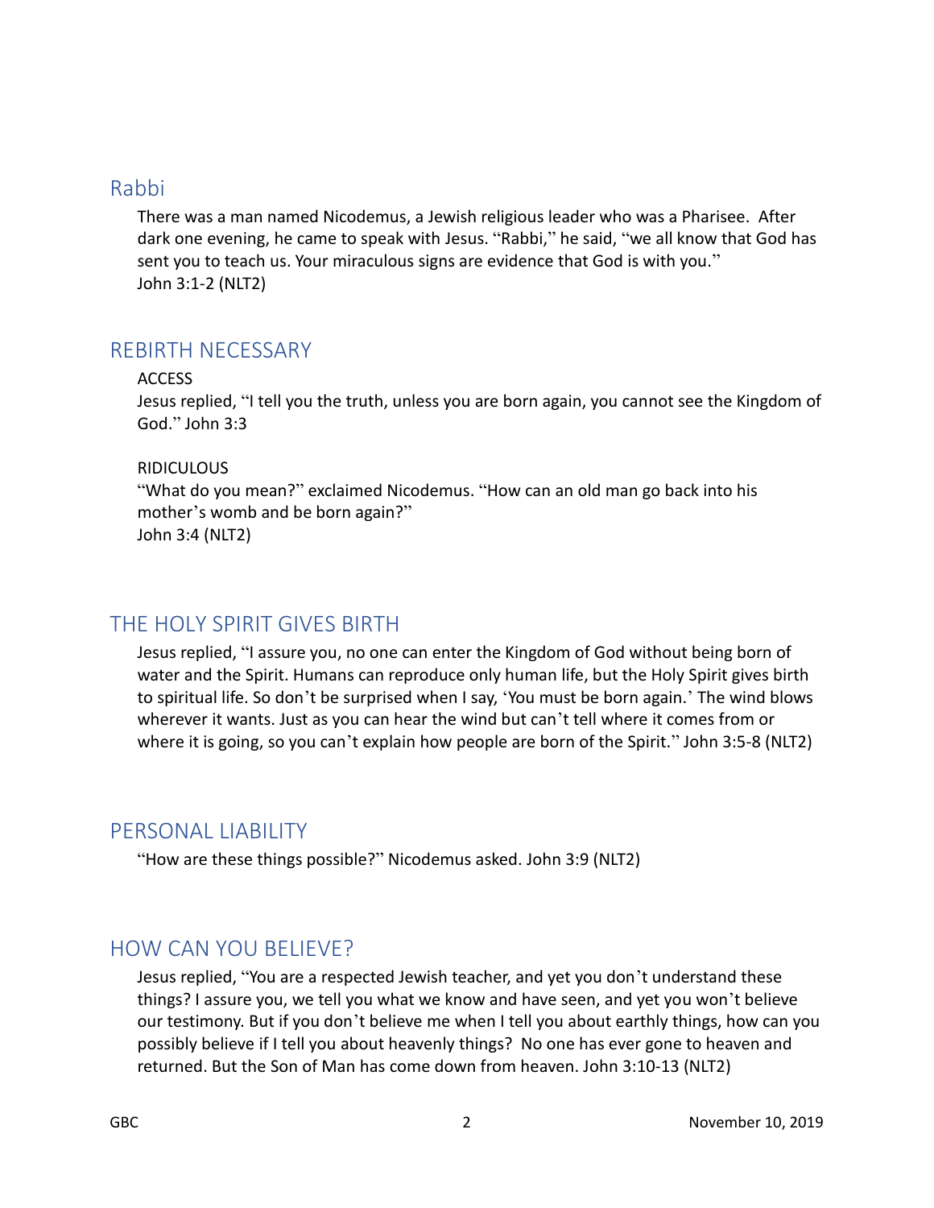## Rabbi

There was a man named Nicodemus, a Jewish religious leader who was a Pharisee. After dark one evening, he came to speak with Jesus. "Rabbi," he said, "we all know that God has sent you to teach us. Your miraculous signs are evidence that God is with you."
John 3:1-2 (NLT2)

## REBIRTH NECESSARY

ACCESS
Jesus replied, "I tell you the truth, unless you are born again, you cannot see the Kingdom of God." John 3:3

RIDICULOUS
"What do you mean?" exclaimed Nicodemus. "How can an old man go back into his mother's womb and be born again?"
John 3:4 (NLT2)

## THE HOLY SPIRIT GIVES BIRTH

Jesus replied, "I assure you, no one can enter the Kingdom of God without being born of water and the Spirit. Humans can reproduce only human life, but the Holy Spirit gives birth to spiritual life. So don't be surprised when I say, 'You must be born again.' The wind blows wherever it wants. Just as you can hear the wind but can't tell where it comes from or where it is going, so you can't explain how people are born of the Spirit." John 3:5-8 (NLT2)

## PERSONAL LIABILITY

"How are these things possible?" Nicodemus asked. John 3:9 (NLT2)

## HOW CAN YOU BELIEVE?

Jesus replied, "You are a respected Jewish teacher, and yet you don't understand these things? I assure you, we tell you what we know and have seen, and yet you won't believe our testimony. But if you don't believe me when I tell you about earthly things, how can you possibly believe if I tell you about heavenly things? No one has ever gone to heaven and returned. But the Son of Man has come down from heaven. John 3:10-13 (NLT2)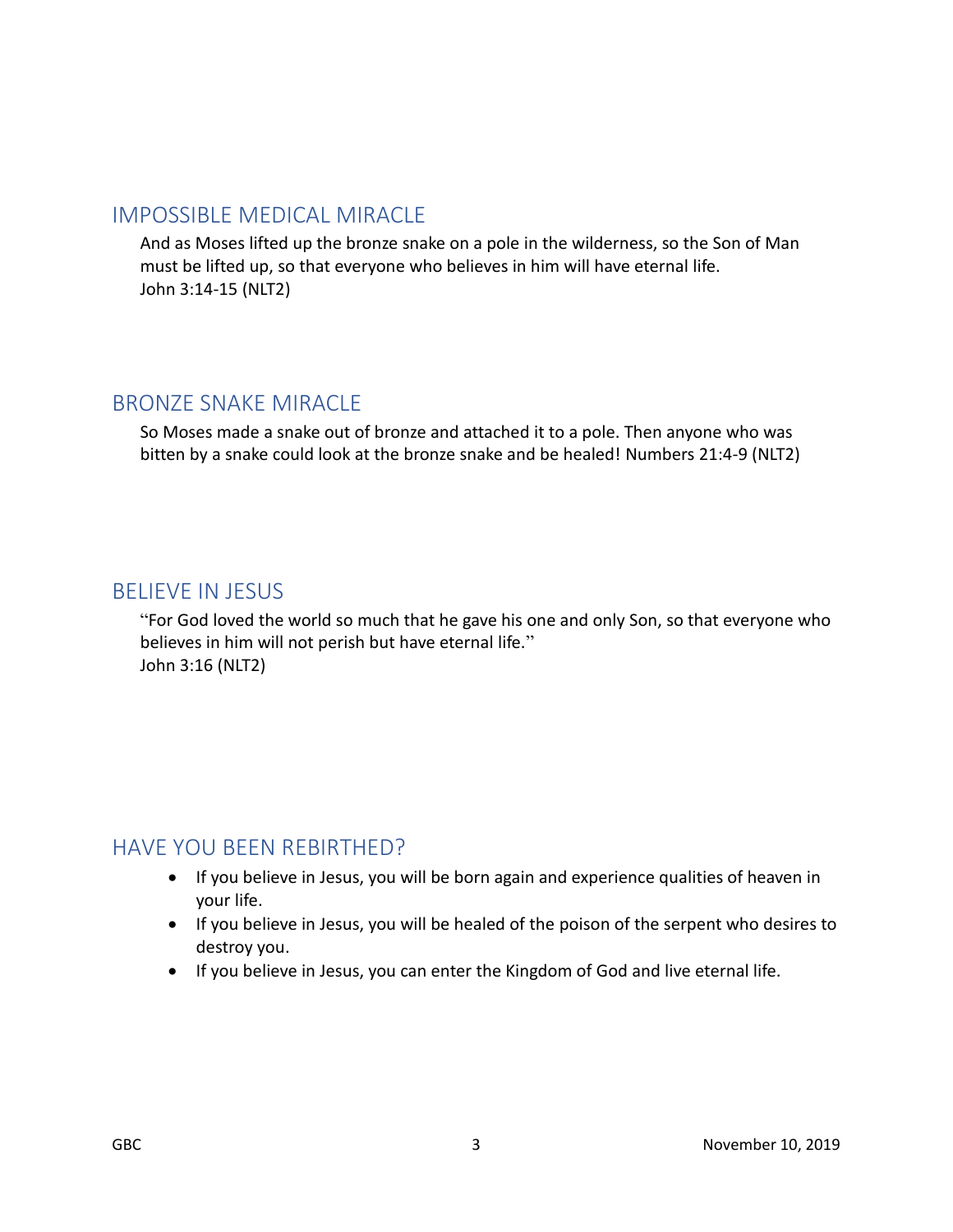## IMPOSSIBLE MEDICAL MIRACLE

And as Moses lifted up the bronze snake on a pole in the wilderness, so the Son of Man must be lifted up, so that everyone who believes in him will have eternal life.
John 3:14-15 (NLT2)

## BRONZE SNAKE MIRACLE

So Moses made a snake out of bronze and attached it to a pole. Then anyone who was bitten by a snake could look at the bronze snake and be healed! Numbers 21:4-9 (NLT2)

## BELIEVE IN JESUS

"For God loved the world so much that he gave his one and only Son, so that everyone who believes in him will not perish but have eternal life."
John 3:16 (NLT2)

## HAVE YOU BEEN REBIRTHED?

- If you believe in Jesus, you will be born again and experience qualities of heaven in your life.
- If you believe in Jesus, you will be healed of the poison of the serpent who desires to destroy you.
- If you believe in Jesus, you can enter the Kingdom of God and live eternal life.